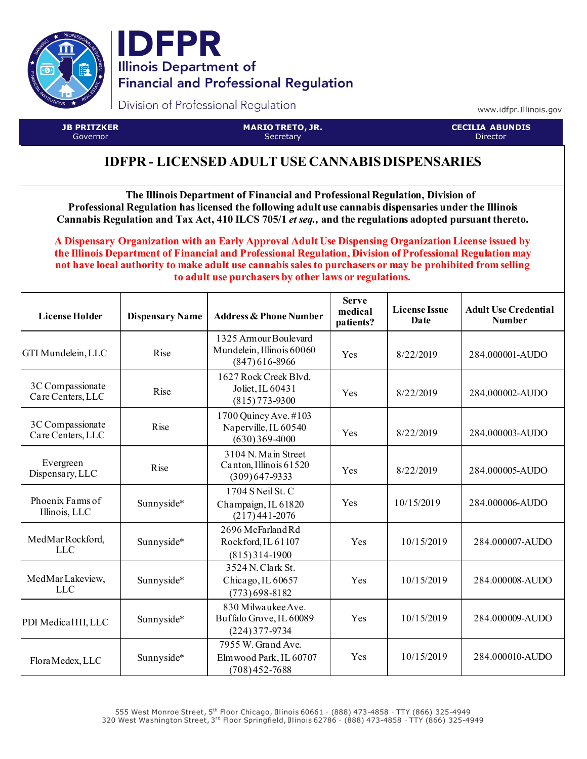# IDFPR

**Illinois Department of Financial and Professional Regulation**

Division of Professional Regulation

www.idfpr.Illinois.gov

| JB PRITZKER | MARIO TRETO, JR. | CECILIA ABUNDIS |
|---|---|---|
| Governor | Secretary | Director |

## IDFPR - LICENSED ADULT USE CANNABIS DISPENSARIES

**The Illinois Department of Financial and Professional Regulation, Division of Professional Regulation has licensed the following adult use cannabis dispensaries under the Illinois Cannabis Regulation and Tax Act, 410 ILCS 705/1 *et seq.*, and the regulations adopted pursuant thereto.**

**A Dispensary Organization with an Early Approval Adult Use Dispensing Organization License issued by the Illinois Department of Financial and Professional Regulation, Division of Professional Regulation may not have local authority to make adult use cannabis sales to purchasers or may be prohibited from selling to adult use purchasers by other laws or regulations.**

| License Holder | Dispensary Name | Address & Phone Number | Serve medical patients? | License Issue Date | Adult Use Credential Number |
|---|---|---|---|---|---|
| GTI Mundelein, LLC | Rise | 1325 Armour Boulevard Mundelein, Illinois 60060 (847) 616-8966 | Yes | 8/22/2019 | 284.000001-AUDO |
| 3C Compassionate Care Centers, LLC | Rise | 1627 Rock Creek Blvd. Joliet, IL 60431 (815) 773-9300 | Yes | 8/22/2019 | 284.000002-AUDO |
| 3C Compassionate Care Centers, LLC | Rise | 1700 Quincy Ave. #103 Naperville, IL 60540 (630) 369-4000 | Yes | 8/22/2019 | 284.000003-AUDO |
| Evergreen Dispensary, LLC | Rise | 3104 N. Main Street Canton, Illinois 61520 (309) 647-9333 | Yes | 8/22/2019 | 284.000005-AUDO |
| Phoenix Farms of Illinois, LLC | Sunnyside* | 1704 S Neil St. C Champaign, IL 61820 (217) 441-2076 | Yes | 10/15/2019 | 284.000006-AUDO |
| MedMar Rockford, LLC | Sunnyside* | 2696 McFarland Rd Rockford, IL 61107 (815) 314-1900 | Yes | 10/15/2019 | 284.000007-AUDO |
| MedMar Lakeview, LLC | Sunnyside* | 3524 N. Clark St. Chicago, IL 60657 (773) 698-8182 | Yes | 10/15/2019 | 284.000008-AUDO |
| PDI Medical III, LLC | Sunnyside* | 830 Milwaukee Ave. Buffalo Grove, IL 60089 (224) 377-9734 | Yes | 10/15/2019 | 284.000009-AUDO |
| Flora Medex, LLC | Sunnyside* | 7955 W. Grand Ave. Elmwood Park, IL 60707 (708) 452-7688 | Yes | 10/15/2019 | 284.000010-AUDO |

555 West Monroe Street, 5th Floor Chicago, Illinois 60661 · (888) 473-4858 · TTY (866) 325-4949
320 West Washington Street, 3rd Floor Springfield, Illinois 62786 · (888) 473-4858 · TTY (866) 325-4949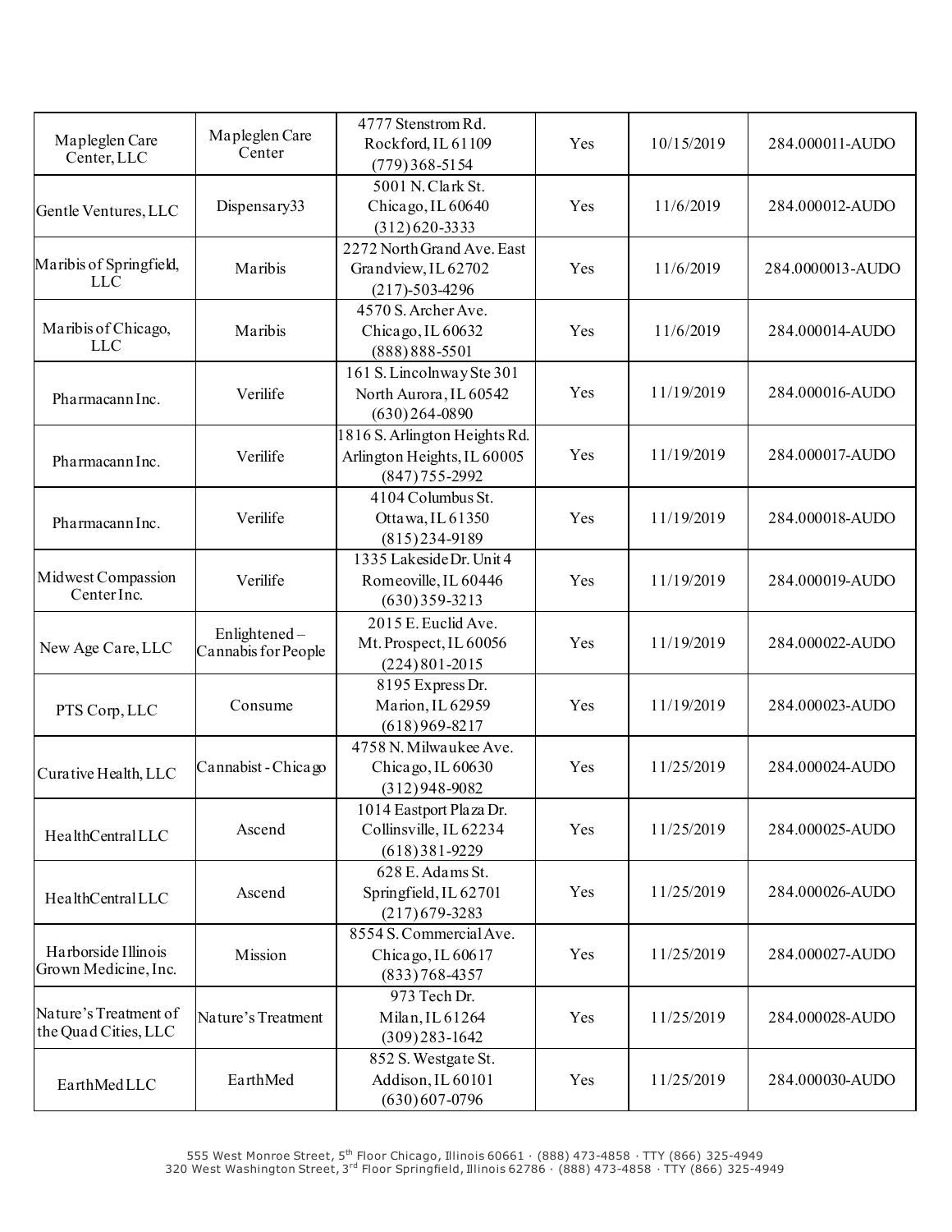| | | | | | |
|---|---|---|---|---|---|
| Mapleglen Care Center, LLC | Mapleglen Care Center | 4777 Stenstrom Rd. Rockford, IL 61109 (779) 368-5154 | Yes | 10/15/2019 | 284.000011-AUDO |
| Gentle Ventures, LLC | Dispensary33 | 5001 N. Clark St. Chicago, IL 60640 (312) 620-3333 | Yes | 11/6/2019 | 284.000012-AUDO |
| Maribis of Springfield, LLC | Maribis | 2272 North Grand Ave. East Grandview, IL 62702 (217)-503-4296 | Yes | 11/6/2019 | 284.0000013-AUDO |
| Maribis of Chicago, LLC | Maribis | 4570 S. Archer Ave. Chicago, IL 60632 (888) 888-5501 | Yes | 11/6/2019 | 284.000014-AUDO |
| Pharmacann Inc. | Verilife | 161 S. Lincolnway Ste 301 North Aurora, IL 60542 (630) 264-0890 | Yes | 11/19/2019 | 284.000016-AUDO |
| Pharmacann Inc. | Verilife | 1816 S. Arlington Heights Rd. Arlington Heights, IL 60005 (847) 755-2992 | Yes | 11/19/2019 | 284.000017-AUDO |
| Pharmacann Inc. | Verilife | 4104 Columbus St. Ottawa, IL 61350 (815) 234-9189 | Yes | 11/19/2019 | 284.000018-AUDO |
| Midwest Compassion Center Inc. | Verilife | 1335 Lakeside Dr. Unit 4 Romeoville, IL 60446 (630) 359-3213 | Yes | 11/19/2019 | 284.000019-AUDO |
| New Age Care, LLC | Enlightened – Cannabis for People | 2015 E. Euclid Ave. Mt. Prospect, IL 60056 (224) 801-2015 | Yes | 11/19/2019 | 284.000022-AUDO |
| PTS Corp, LLC | Consume | 8195 Express Dr. Marion, IL 62959 (618) 969-8217 | Yes | 11/19/2019 | 284.000023-AUDO |
| Curative Health, LLC | Cannabist - Chicago | 4758 N. Milwaukee Ave. Chicago, IL 60630 (312) 948-9082 | Yes | 11/25/2019 | 284.000024-AUDO |
| HealthCentral LLC | Ascend | 1014 Eastport Plaza Dr. Collinsville, IL 62234 (618) 381-9229 | Yes | 11/25/2019 | 284.000025-AUDO |
| HealthCentral LLC | Ascend | 628 E. Adams St. Springfield, IL 62701 (217) 679-3283 | Yes | 11/25/2019 | 284.000026-AUDO |
| Harborside Illinois Grown Medicine, Inc. | Mission | 8554 S. Commercial Ave. Chicago, IL 60617 (833) 768-4357 | Yes | 11/25/2019 | 284.000027-AUDO |
| Nature's Treatment of the Quad Cities, LLC | Nature's Treatment | 973 Tech Dr. Milan, IL 61264 (309) 283-1642 | Yes | 11/25/2019 | 284.000028-AUDO |
| EarthMed LLC | EarthMed | 852 S. Westgate St. Addison, IL 60101 (630) 607-0796 | Yes | 11/25/2019 | 284.000030-AUDO |

555 West Monroe Street, 5th Floor Chicago, Illinois 60661 · (888) 473-4858 · TTY (866) 325-4949
320 West Washington Street, 3rd Floor Springfield, Illinois 62786 · (888) 473-4858 · TTY (866) 325-4949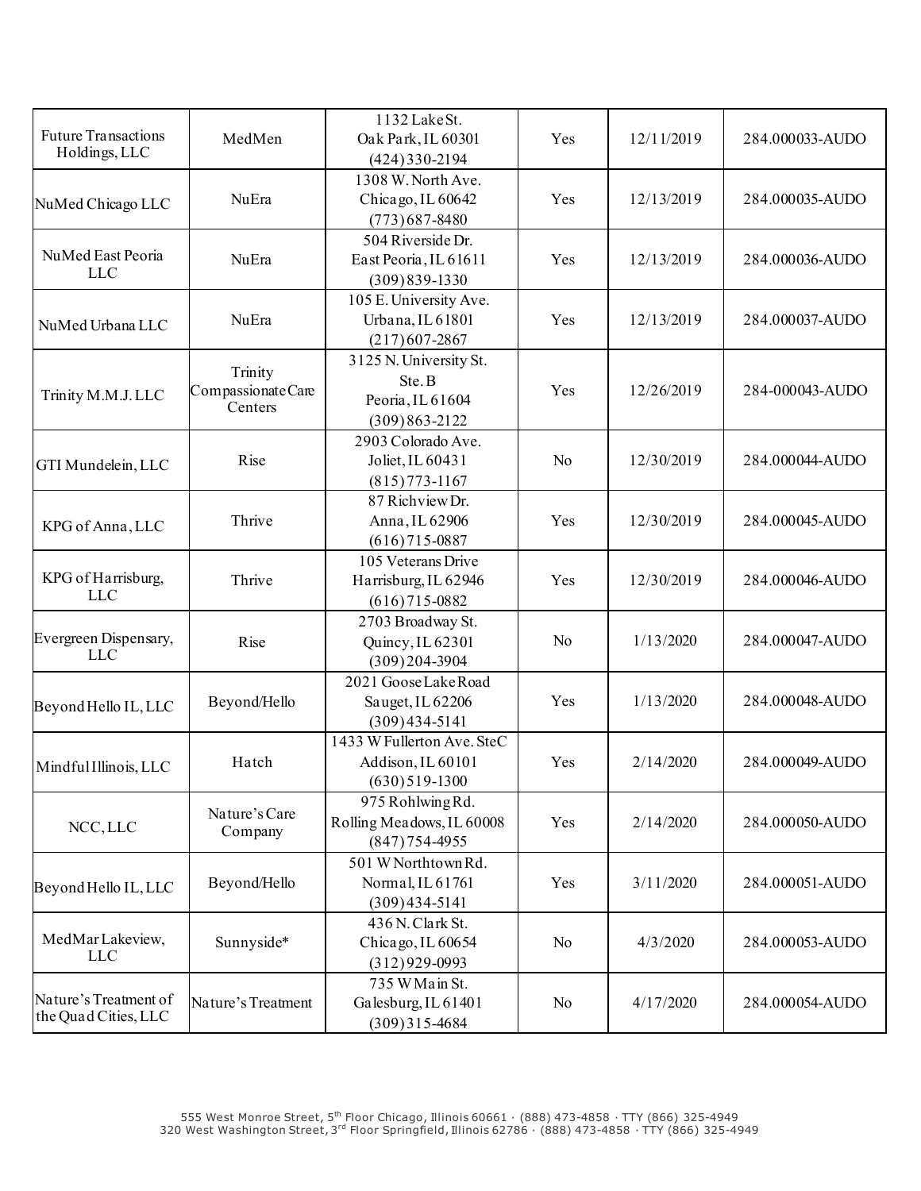| Future Transactions Holdings, LLC | MedMen | 1132 Lake St.<br>Oak Park, IL 60301<br>(424) 330-2194 | Yes | 12/11/2019 | 284.000033-AUDO |
|---|---|---|---|---|---|
| NuMed Chicago LLC | NuEra | 1308 W. North Ave.<br>Chicago, IL 60642<br>(773) 687-8480 | Yes | 12/13/2019 | 284.000035-AUDO |
| NuMed East Peoria LLC | NuEra | 504 Riverside Dr.<br>East Peoria, IL 61611<br>(309) 839-1330 | Yes | 12/13/2019 | 284.000036-AUDO |
| NuMed Urbana LLC | NuEra | 105 E. University Ave.<br>Urbana, IL 61801<br>(217) 607-2867 | Yes | 12/13/2019 | 284.000037-AUDO |
| Trinity M.M.J. LLC | Trinity Compassionate Care Centers | 3125 N. University St.<br>Ste. B<br>Peoria, IL 61604<br>(309) 863-2122 | Yes | 12/26/2019 | 284-000043-AUDO |
| GTI Mundelein, LLC | Rise | 2903 Colorado Ave.<br>Joliet, IL 60431<br>(815) 773-1167 | No | 12/30/2019 | 284.000044-AUDO |
| KPG of Anna, LLC | Thrive | 87 Richview Dr.<br>Anna, IL 62906<br>(616) 715-0887 | Yes | 12/30/2019 | 284.000045-AUDO |
| KPG of Harrisburg, LLC | Thrive | 105 Veterans Drive<br>Harrisburg, IL 62946<br>(616) 715-0882 | Yes | 12/30/2019 | 284.000046-AUDO |
| Evergreen Dispensary, LLC | Rise | 2703 Broadway St.<br>Quincy, IL 62301<br>(309) 204-3904 | No | 1/13/2020 | 284.000047-AUDO |
| Beyond Hello IL, LLC | Beyond/Hello | 2021 Goose Lake Road<br>Sauget, IL 62206<br>(309) 434-5141 | Yes | 1/13/2020 | 284.000048-AUDO |
| Mindful Illinois, LLC | Hatch | 1433 W Fullerton Ave. Ste C<br>Addison, IL 60101<br>(630) 519-1300 | Yes | 2/14/2020 | 284.000049-AUDO |
| NCC, LLC | Nature's Care Company | 975 Rohlwing Rd.<br>Rolling Meadows, IL 60008<br>(847) 754-4955 | Yes | 2/14/2020 | 284.000050-AUDO |
| Beyond Hello IL, LLC | Beyond/Hello | 501 W Northtown Rd.<br>Normal, IL 61761<br>(309) 434-5141 | Yes | 3/11/2020 | 284.000051-AUDO |
| MedMar Lakeview, LLC | Sunnyside* | 436 N. Clark St.<br>Chicago, IL 60654<br>(312) 929-0993 | No | 4/3/2020 | 284.000053-AUDO |
| Nature's Treatment of the Quad Cities, LLC | Nature's Treatment | 735 W Main St.<br>Galesburg, IL 61401<br>(309) 315-4684 | No | 4/17/2020 | 284.000054-AUDO |

555 West Monroe Street, 5th Floor Chicago, Illinois 60661 · (888) 473-4858 · TTY (866) 325-4949
320 West Washington Street, 3rd Floor Springfield, Illinois 62786 · (888) 473-4858 · TTY (866) 325-4949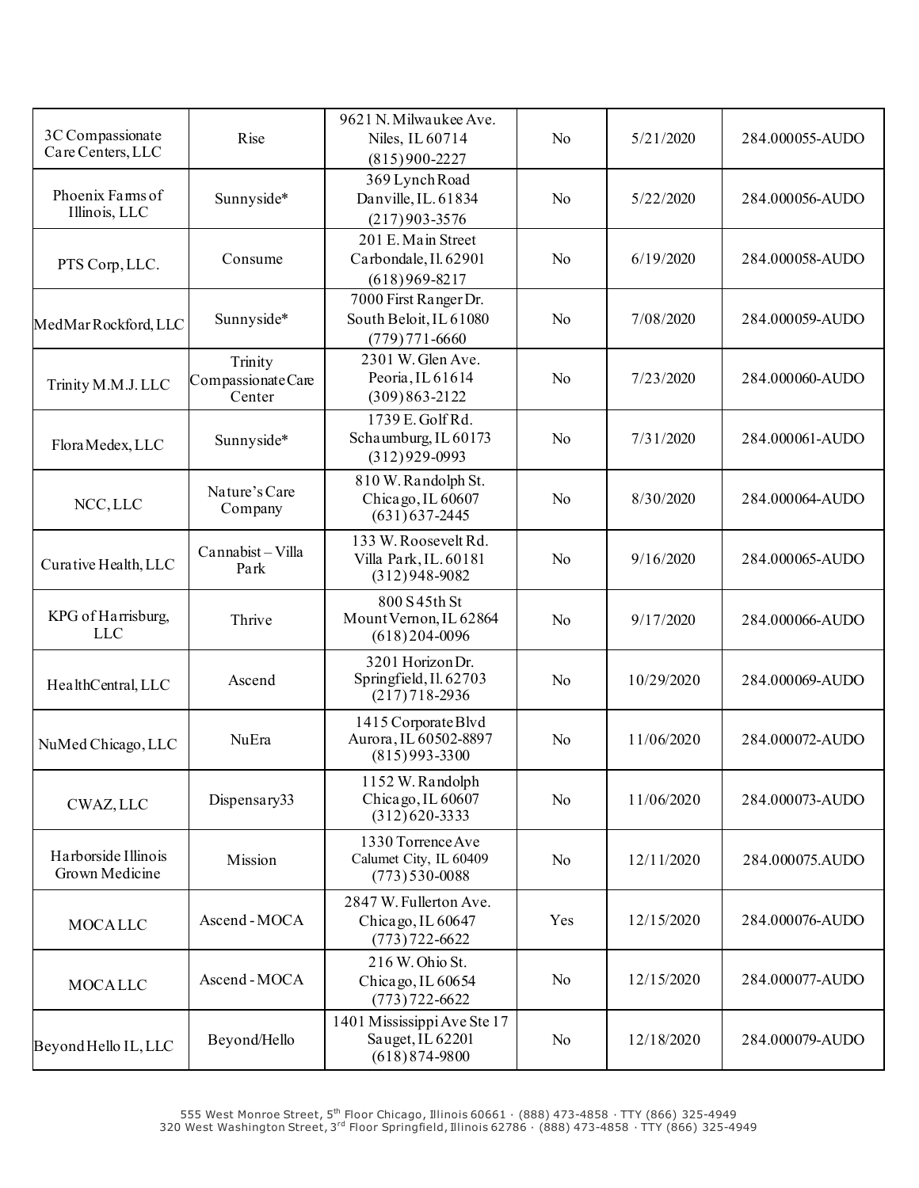| | | | | | |
|---|---|---|---|---|---|
| 3C Compassionate Care Centers, LLC | Rise | 9621 N. Milwaukee Ave. Niles, IL 60714 (815) 900-2227 | No | 5/21/2020 | 284.000055-AUDO |
| Phoenix Farms of Illinois, LLC | Sunnyside* | 369 Lynch Road Danville, IL. 61834 (217) 903-3576 | No | 5/22/2020 | 284.000056-AUDO |
| PTS Corp, LLC. | Consume | 201 E. Main Street Carbondale, Il. 62901 (618) 969-8217 | No | 6/19/2020 | 284.000058-AUDO |
| MedMar Rockford, LLC | Sunnyside* | 7000 First Ranger Dr. South Beloit, IL 61080 (779) 771-6660 | No | 7/08/2020 | 284.000059-AUDO |
| Trinity M.M.J. LLC | Trinity Compassionate Care Center | 2301 W. Glen Ave. Peoria, IL 61614 (309) 863-2122 | No | 7/23/2020 | 284.000060-AUDO |
| Flora Medex, LLC | Sunnyside* | 1739 E. Golf Rd. Schaumburg, IL 60173 (312) 929-0993 | No | 7/31/2020 | 284.000061-AUDO |
| NCC, LLC | Nature's Care Company | 810 W. Randolph St. Chicago, IL 60607 (631) 637-2445 | No | 8/30/2020 | 284.000064-AUDO |
| Curative Health, LLC | Cannabist – Villa Park | 133 W. Roosevelt Rd. Villa Park, IL. 60181 (312) 948-9082 | No | 9/16/2020 | 284.000065-AUDO |
| KPG of Harrisburg, LLC | Thrive | 800 S 45th St Mount Vernon, IL 62864 (618) 204-0096 | No | 9/17/2020 | 284.000066-AUDO |
| HealthCentral, LLC | Ascend | 3201 Horizon Dr. Springfield, Il. 62703 (217) 718-2936 | No | 10/29/2020 | 284.000069-AUDO |
| NuMed Chicago, LLC | NuEra | 1415 Corporate Blvd Aurora, IL 60502-8897 (815) 993-3300 | No | 11/06/2020 | 284.000072-AUDO |
| CWAZ, LLC | Dispensary33 | 1152 W. Randolph Chicago, IL 60607 (312) 620-3333 | No | 11/06/2020 | 284.000073-AUDO |
| Harborside Illinois Grown Medicine | Mission | 1330 Torrence Ave Calumet City, IL 60409 (773) 530-0088 | No | 12/11/2020 | 284.000075.AUDO |
| MOCA LLC | Ascend - MOCA | 2847 W. Fullerton Ave. Chicago, IL 60647 (773) 722-6622 | Yes | 12/15/2020 | 284.000076-AUDO |
| MOCA LLC | Ascend - MOCA | 216 W. Ohio St. Chicago, IL 60654 (773) 722-6622 | No | 12/15/2020 | 284.000077-AUDO |
| Beyond Hello IL, LLC | Beyond/Hello | 1401 Mississippi Ave Ste 17 Sauget, IL 62201 (618) 874-9800 | No | 12/18/2020 | 284.000079-AUDO |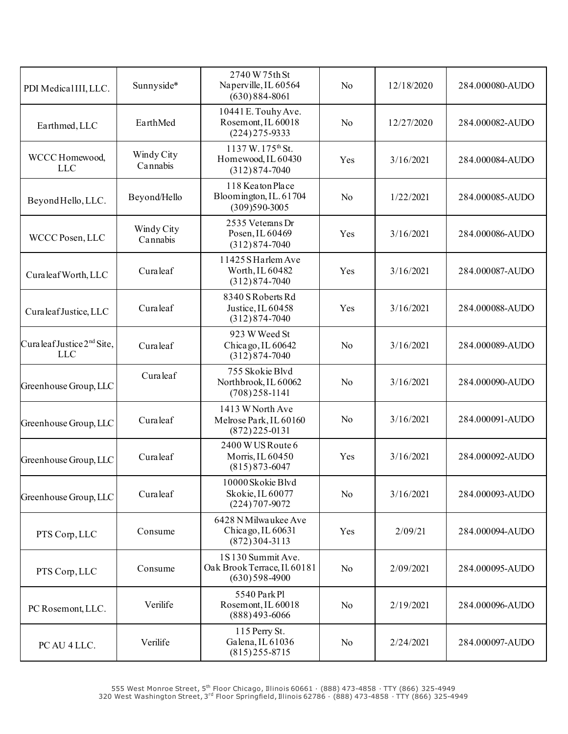| PDI Medical III, LLC. | Sunnyside* | 2740 W 75th St Naperville, IL 60564 (630) 884-8061 | No | 12/18/2020 | 284.000080-AUDO |
|---|---|---|---|---|---|
| Earthmed, LLC | EarthMed | 10441 E. Touhy Ave. Rosemont, IL 60018 (224) 275-9333 | No | 12/27/2020 | 284.000082-AUDO |
| WCCC Homewood, LLC | Windy City Cannabis | 1137 W. 175th St. Homewood, IL 60430 (312) 874-7040 | Yes | 3/16/2021 | 284.000084-AUDO |
| Beyond Hello, LLC. | Beyond/Hello | 118 Keaton Place Bloomington, IL. 61704 (309)590-3005 | No | 1/22/2021 | 284.000085-AUDO |
| WCCC Posen, LLC | Windy City Cannabis | 2535 Veterans Dr Posen, IL 60469 (312) 874-7040 | Yes | 3/16/2021 | 284.000086-AUDO |
| Curaleaf Worth, LLC | Curaleaf | 11425 S Harlem Ave Worth, IL 60482 (312) 874-7040 | Yes | 3/16/2021 | 284.000087-AUDO |
| Curaleaf Justice, LLC | Curaleaf | 8340 S Roberts Rd Justice, IL 60458 (312) 874-7040 | Yes | 3/16/2021 | 284.000088-AUDO |
| Curaleaf Justice 2nd Site, LLC | Curaleaf | 923 W Weed St Chicago, IL 60642 (312) 874-7040 | No | 3/16/2021 | 284.000089-AUDO |
| Greenhouse Group, LLC | Curaleaf | 755 Skokie Blvd Northbrook, IL 60062 (708) 258-1141 | No | 3/16/2021 | 284.000090-AUDO |
| Greenhouse Group, LLC | Curaleaf | 1413 W North Ave Melrose Park, IL 60160 (872) 225-0131 | No | 3/16/2021 | 284.000091-AUDO |
| Greenhouse Group, LLC | Curaleaf | 2400 W US Route 6 Morris, IL 60450 (815) 873-6047 | Yes | 3/16/2021 | 284.000092-AUDO |
| Greenhouse Group, LLC | Curaleaf | 10000 Skokie Blvd Skokie, IL 60077 (224) 707-9072 | No | 3/16/2021 | 284.000093-AUDO |
| PTS Corp, LLC | Consume | 6428 N Milwaukee Ave Chicago, IL 60631 (872) 304-3113 | Yes | 2/09/21 | 284.000094-AUDO |
| PTS Corp, LLC | Consume | 1S130 Summit Ave. Oak Brook Terrace, Il. 60181 (630) 598-4900 | No | 2/09/2021 | 284.000095-AUDO |
| PC Rosemont, LLC. | Verilife | 5540 Park Pl Rosemont, IL 60018 (888) 493-6066 | No | 2/19/2021 | 284.000096-AUDO |
| PC AU 4 LLC. | Verilife | 115 Perry St. Galena, IL 61036 (815) 255-8715 | No | 2/24/2021 | 284.000097-AUDO |

555 West Monroe Street, 5th Floor Chicago, Illinois 60661 · (888) 473-4858 · TTY (866) 325-4949
320 West Washington Street, 3rd Floor Springfield, Illinois 62786 · (888) 473-4858 · TTY (866) 325-4949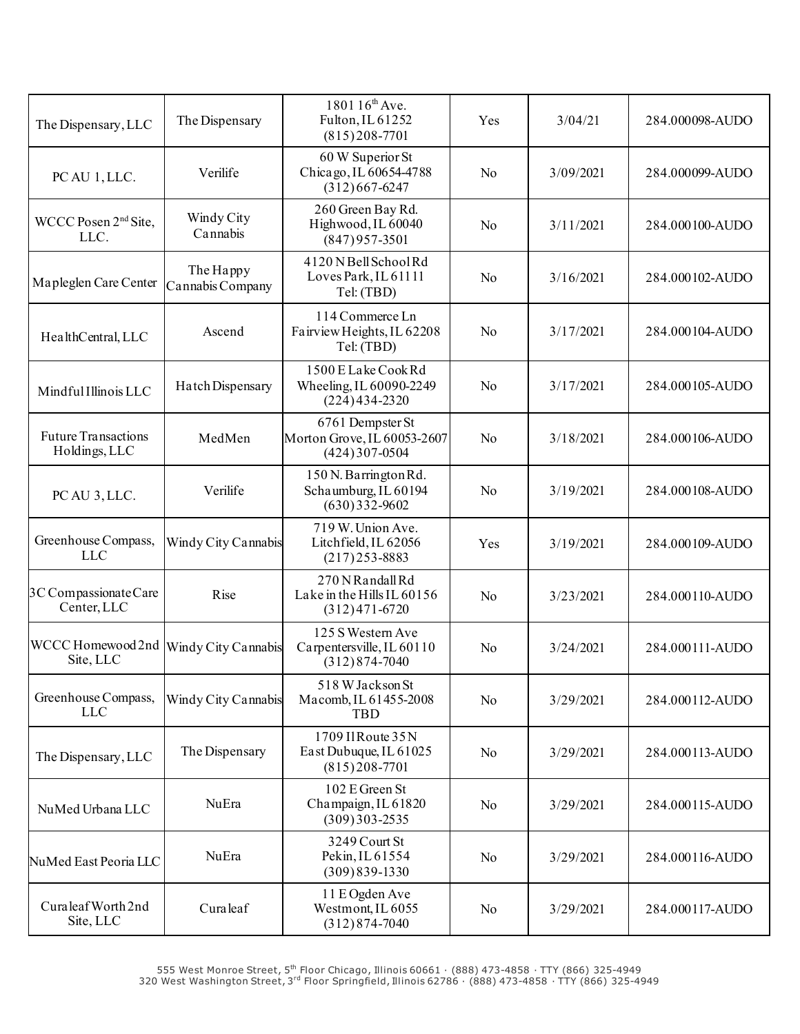| | | | | | |
|---|---|---|---|---|---|
| The Dispensary, LLC | The Dispensary | 1801 16th Ave.<br>Fulton, IL 61252<br>(815) 208-7701 | Yes | 3/04/21 | 284.000098-AUDO |
| PC AU 1, LLC. | Verilife | 60 W Superior St<br>Chicago, IL 60654-4788<br>(312) 667-6247 | No | 3/09/2021 | 284.000099-AUDO |
| WCCC Posen 2nd Site, LLC. | Windy City Cannabis | 260 Green Bay Rd.<br>Highwood, IL 60040<br>(847) 957-3501 | No | 3/11/2021 | 284.000100-AUDO |
| Mapleglen Care Center | The Happy Cannabis Company | 4120 N Bell School Rd<br>Loves Park, IL 61111<br>Tel: (TBD) | No | 3/16/2021 | 284.000102-AUDO |
| HealthCentral, LLC | Ascend | 114 Commerce Ln<br>Fairview Heights, IL 62208<br>Tel: (TBD) | No | 3/17/2021 | 284.000104-AUDO |
| Mindful Illinois LLC | Hatch Dispensary | 1500 E Lake Cook Rd<br>Wheeling, IL 60090-2249<br>(224) 434-2320 | No | 3/17/2021 | 284.000105-AUDO |
| Future Transactions Holdings, LLC | MedMen | 6761 Dempster St<br>Morton Grove, IL 60053-2607<br>(424) 307-0504 | No | 3/18/2021 | 284.000106-AUDO |
| PC AU 3, LLC. | Verilife | 150 N. Barrington Rd.<br>Schaumburg, IL 60194<br>(630) 332-9602 | No | 3/19/2021 | 284.000108-AUDO |
| Greenhouse Compass, LLC | Windy City Cannabis | 719 W. Union Ave.<br>Litchfield, IL 62056<br>(217) 253-8883 | Yes | 3/19/2021 | 284.000109-AUDO |
| 3C Compassionate Care Center, LLC | Rise | 270 N Randall Rd<br>Lake in the Hills IL 60156<br>(312) 471-6720 | No | 3/23/2021 | 284.000110-AUDO |
| WCCC Homewood 2nd Site, LLC | Windy City Cannabis | 125 S Western Ave<br>Carpentersville, IL 60110<br>(312) 874-7040 | No | 3/24/2021 | 284.000111-AUDO |
| Greenhouse Compass, LLC | Windy City Cannabis | 518 W Jackson St<br>Macomb, IL 61455-2008<br>TBD | No | 3/29/2021 | 284.000112-AUDO |
| The Dispensary, LLC | The Dispensary | 1709 Il Route 35 N<br>East Dubuque, IL 61025<br>(815) 208-7701 | No | 3/29/2021 | 284.000113-AUDO |
| NuMed Urbana LLC | NuEra | 102 E Green St<br>Champaign, IL 61820<br>(309) 303-2535 | No | 3/29/2021 | 284.000115-AUDO |
| NuMed East Peoria LLC | NuEra | 3249 Court St<br>Pekin, IL 61554<br>(309) 839-1330 | No | 3/29/2021 | 284.000116-AUDO |
| Curaleaf Worth 2nd Site, LLC | Curaleaf | 11 E Ogden Ave<br>Westmont, IL 6055<br>(312) 874-7040 | No | 3/29/2021 | 284.000117-AUDO |

555 West Monroe Street, 5th Floor Chicago, Illinois 60661 · (888) 473-4858 · TTY (866) 325-4949
320 West Washington Street, 3rd Floor Springfield, Illinois 62786 · (888) 473-4858 · TTY (866) 325-4949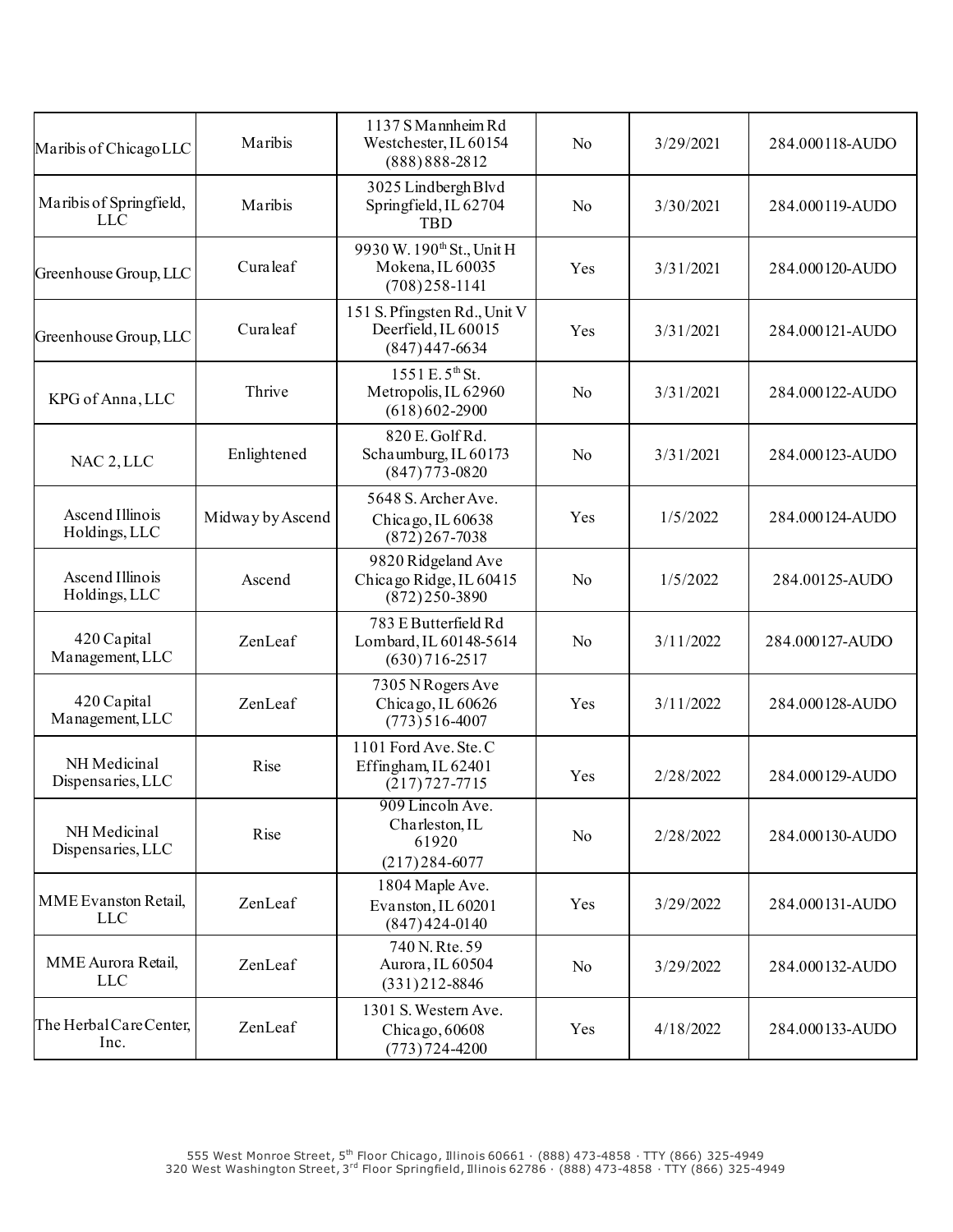| | | | | | |
|---|---|---|---|---|---|
| Maribis of Chicago LLC | Maribis | 1137 S Mannheim Rd<br>Westchester, IL 60154<br>(888) 888-2812 | No | 3/29/2021 | 284.000118-AUDO |
| Maribis of Springfield, LLC | Maribis | 3025 Lindbergh Blvd<br>Springfield, IL 62704<br>TBD | No | 3/30/2021 | 284.000119-AUDO |
| Greenhouse Group, LLC | Curaleaf | 9930 W. 190th St., Unit H<br>Mokena, IL 60035<br>(708) 258-1141 | Yes | 3/31/2021 | 284.000120-AUDO |
| Greenhouse Group, LLC | Curaleaf | 151 S. Pfingsten Rd., Unit V<br>Deerfield, IL 60015<br>(847) 447-6634 | Yes | 3/31/2021 | 284.000121-AUDO |
| KPG of Anna, LLC | Thrive | 1551 E. 5th St.<br>Metropolis, IL 62960<br>(618) 602-2900 | No | 3/31/2021 | 284.000122-AUDO |
| NAC 2, LLC | Enlightened | 820 E. Golf Rd.<br>Schaumburg, IL 60173<br>(847) 773-0820 | No | 3/31/2021 | 284.000123-AUDO |
| Ascend Illinois Holdings, LLC | Midway by Ascend | 5648 S. Archer Ave.<br>Chicago, IL 60638<br>(872) 267-7038 | Yes | 1/5/2022 | 284.000124-AUDO |
| Ascend Illinois Holdings, LLC | Ascend | 9820 Ridgeland Ave<br>Chicago Ridge, IL 60415<br>(872) 250-3890 | No | 1/5/2022 | 284.00125-AUDO |
| 420 Capital Management, LLC | ZenLeaf | 783 E Butterfield Rd<br>Lombard, IL 60148-5614<br>(630) 716-2517 | No | 3/11/2022 | 284.000127-AUDO |
| 420 Capital Management, LLC | ZenLeaf | 7305 N Rogers Ave<br>Chicago, IL 60626<br>(773) 516-4007 | Yes | 3/11/2022 | 284.000128-AUDO |
| NH Medicinal Dispensaries, LLC | Rise | 1101 Ford Ave. Ste. C<br>Effingham, IL 62401<br>(217) 727-7715 | Yes | 2/28/2022 | 284.000129-AUDO |
| NH Medicinal Dispensaries, LLC | Rise | 909 Lincoln Ave.<br>Charleston, IL<br>61920<br>(217) 284-6077 | No | 2/28/2022 | 284.000130-AUDO |
| MME Evanston Retail, LLC | ZenLeaf | 1804 Maple Ave.<br>Evanston, IL 60201<br>(847) 424-0140 | Yes | 3/29/2022 | 284.000131-AUDO |
| MME Aurora Retail, LLC | ZenLeaf | 740 N. Rte. 59<br>Aurora, IL 60504<br>(331) 212-8846 | No | 3/29/2022 | 284.000132-AUDO |
| The Herbal Care Center, Inc. | ZenLeaf | 1301 S. Western Ave.<br>Chicago, 60608<br>(773) 724-4200 | Yes | 4/18/2022 | 284.000133-AUDO |

555 West Monroe Street, 5th Floor Chicago, Illinois 60661 · (888) 473-4858 · TTY (866) 325-4949
320 West Washington Street, 3rd Floor Springfield, Illinois 62786 · (888) 473-4858 · TTY (866) 325-4949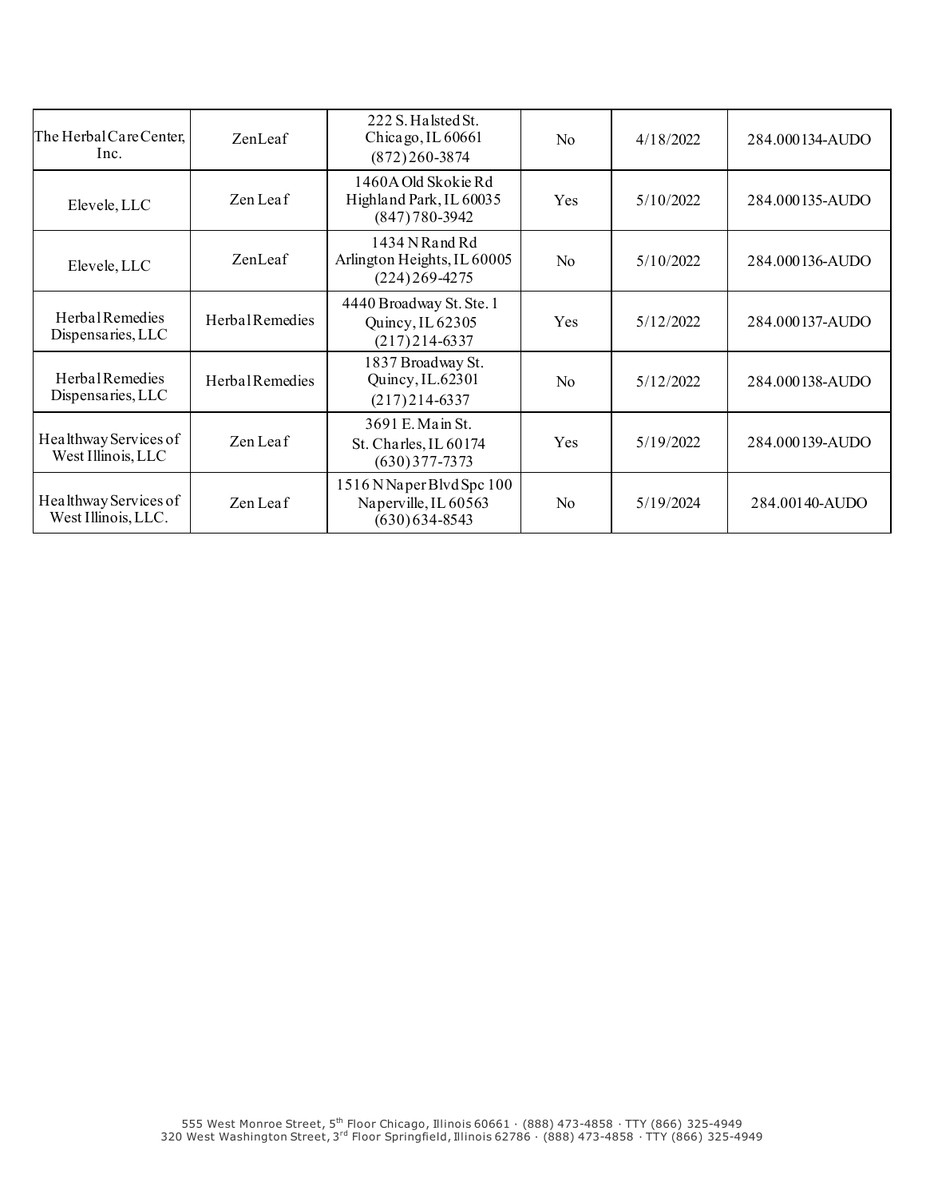| | | | | | |
|---|---|---|---|---|---|
| The Herbal Care Center, Inc. | ZenLeaf | 222 S. Halsted St. Chicago, IL 60661 (872) 260-3874 | No | 4/18/2022 | 284.000134-AUDO |
| Elevele, LLC | Zen Leaf | 1460A Old Skokie Rd Highland Park, IL 60035 (847) 780-3942 | Yes | 5/10/2022 | 284.000135-AUDO |
| Elevele, LLC | ZenLeaf | 1434 N Rand Rd Arlington Heights, IL 60005 (224) 269-4275 | No | 5/10/2022 | 284.000136-AUDO |
| Herbal Remedies Dispensaries, LLC | Herbal Remedies | 4440 Broadway St. Ste. 1 Quincy, IL 62305 (217) 214-6337 | Yes | 5/12/2022 | 284.000137-AUDO |
| Herbal Remedies Dispensaries, LLC | Herbal Remedies | 1837 Broadway St. Quincy, IL.62301 (217) 214-6337 | No | 5/12/2022 | 284.000138-AUDO |
| Healthway Services of West Illinois, LLC | Zen Leaf | 3691 E. Main St. St. Charles, IL 60174 (630) 377-7373 | Yes | 5/19/2022 | 284.000139-AUDO |
| Healthway Services of West Illinois, LLC. | Zen Leaf | 1516 N Naper Blvd Spc 100 Naperville, IL 60563 (630) 634-8543 | No | 5/19/2024 | 284.00140-AUDO |

555 West Monroe Street, 5th Floor Chicago, Illinois 60661 · (888) 473-4858 · TTY (866) 325-4949
320 West Washington Street, 3rd Floor Springfield, Illinois 62786 · (888) 473-4858 · TTY (866) 325-4949